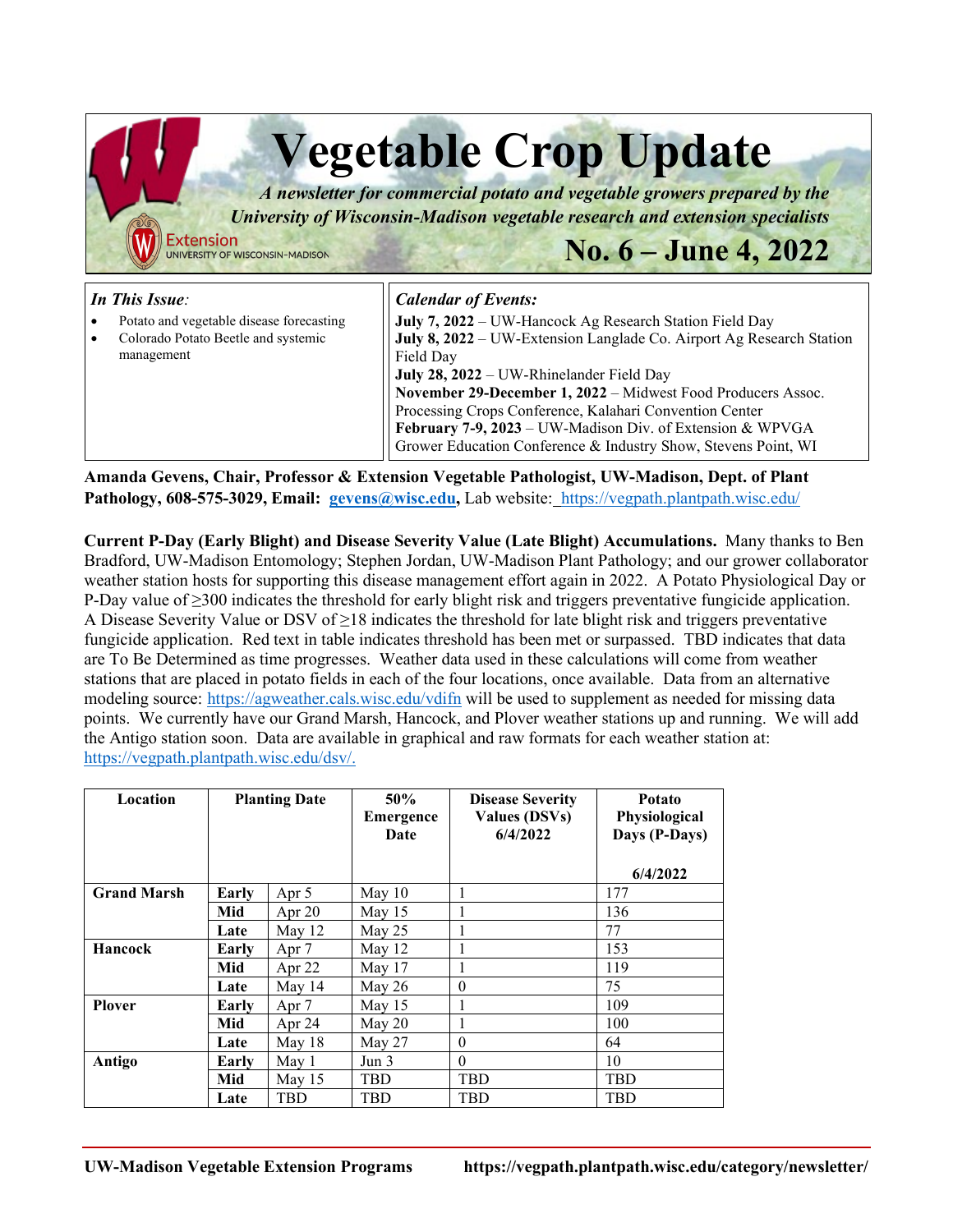# Vegetable Crop Update

***A newsletter for commercial potato and vegetable growers prepared by the University of Wisconsin-Madison vegetable research and extension specialists***

Extension
UNIVERSITY OF WISCONSIN-MADISON

## No. 6 – June 4, 2022

***In This Issue:***

- Potato and vegetable disease forecasting
- Colorado Potato Beetle and systemic management

***Calendar of Events:***

**July 7, 2022** – UW-Hancock Ag Research Station Field Day
**July 8, 2022** – UW-Extension Langlade Co. Airport Ag Research Station Field Day
**July 28, 2022** – UW-Rhinelander Field Day
**November 29-December 1, 2022** – Midwest Food Producers Assoc. Processing Crops Conference, Kalahari Convention Center
**February 7-9, 2023** – UW-Madison Div. of Extension & WPVGA Grower Education Conference & Industry Show, Stevens Point, WI

**Amanda Gevens, Chair, Professor & Extension Vegetable Pathologist, UW-Madison, Dept. of Plant Pathology, 608-575-3029, Email: gevens@wisc.edu,** Lab website: https://vegpath.plantpath.wisc.edu/

**Current P-Day (Early Blight) and Disease Severity Value (Late Blight) Accumulations.** Many thanks to Ben Bradford, UW-Madison Entomology; Stephen Jordan, UW-Madison Plant Pathology; and our grower collaborator weather station hosts for supporting this disease management effort again in 2022. A Potato Physiological Day or P-Day value of ≥300 indicates the threshold for early blight risk and triggers preventative fungicide application. A Disease Severity Value or DSV of ≥18 indicates the threshold for late blight risk and triggers preventative fungicide application. Red text in table indicates threshold has been met or surpassed. TBD indicates that data are To Be Determined as time progresses. Weather data used in these calculations will come from weather stations that are placed in potato fields in each of the four locations, once available. Data from an alternative modeling source: https://agweather.cals.wisc.edu/vdifn will be used to supplement as needed for missing data points. We currently have our Grand Marsh, Hancock, and Plover weather stations up and running. We will add the Antigo station soon. Data are available in graphical and raw formats for each weather station at: https://vegpath.plantpath.wisc.edu/dsv/.

| Location | Planting Date | | 50% Emergence Date | Disease Severity Values (DSVs) 6/4/2022 | Potato Physiological Days (P-Days) 6/4/2022 |
|---|---|---|---|---|---|
| **Grand Marsh** | **Early** | Apr 5 | May 10 | 1 | 177 |
| | **Mid** | Apr 20 | May 15 | 1 | 136 |
| | **Late** | May 12 | May 25 | 1 | 77 |
| **Hancock** | **Early** | Apr 7 | May 12 | 1 | 153 |
| | **Mid** | Apr 22 | May 17 | 1 | 119 |
| | **Late** | May 14 | May 26 | 0 | 75 |
| **Plover** | **Early** | Apr 7 | May 15 | 1 | 109 |
| | **Mid** | Apr 24 | May 20 | 1 | 100 |
| | **Late** | May 18 | May 27 | 0 | 64 |
| **Antigo** | **Early** | May 1 | Jun 3 | 0 | 10 |
| | **Mid** | May 15 | TBD | TBD | TBD |
| | **Late** | TBD | TBD | TBD | TBD |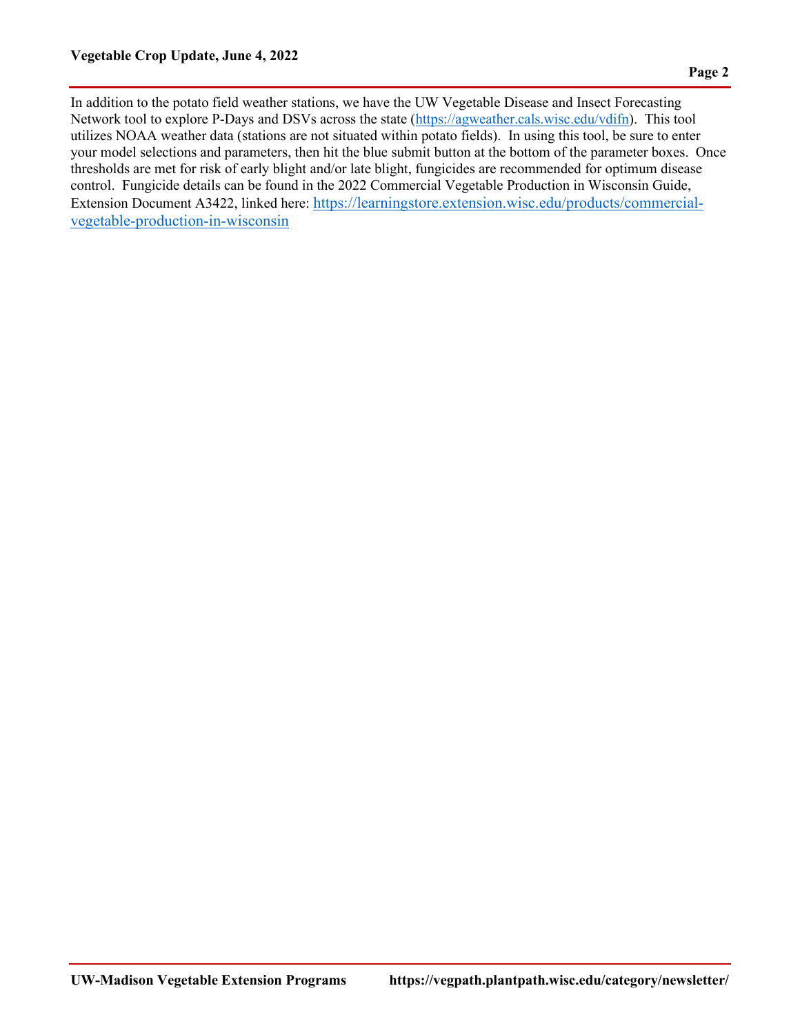In addition to the potato field weather stations, we have the UW Vegetable Disease and Insect Forecasting Network tool to explore P-Days and DSVs across the state (https://agweather.cals.wisc.edu/vdifn). This tool utilizes NOAA weather data (stations are not situated within potato fields). In using this tool, be sure to enter your model selections and parameters, then hit the blue submit button at the bottom of the parameter boxes. Once thresholds are met for risk of early blight and/or late blight, fungicides are recommended for optimum disease control. Fungicide details can be found in the 2022 Commercial Vegetable Production in Wisconsin Guide, Extension Document A3422, linked here: https://learningstore.extension.wisc.edu/products/commercial-vegetable-production-in-wisconsin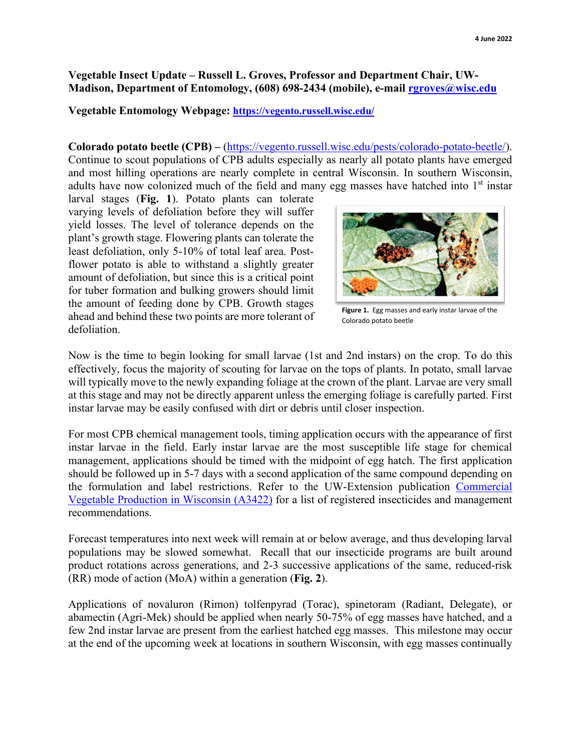**Vegetable Insect Update – Russell L. Groves, Professor and Department Chair, UW-Madison, Department of Entomology, (608) 698-2434 (mobile), e-mail [rgroves@wisc.edu](mailto:rgroves@wisc.edu)**

**Vegetable Entomology Webpage: [https://vegento.russell.wisc.edu/](https://vegento.russell.wisc.edu/)**

**Colorado potato beetle (CPB) –** ([https://vegento.russell.wisc.edu/pests/colorado-potato-beetle/](https://vegento.russell.wisc.edu/pests/colorado-potato-beetle/)). Continue to scout populations of CPB adults especially as nearly all potato plants have emerged and most hilling operations are nearly complete in central Wisconsin. In southern Wisconsin, adults have now colonized much of the field and many egg masses have hatched into 1st instar larval stages (**Fig. 1**). Potato plants can tolerate varying levels of defoliation before they will suffer yield losses. The level of tolerance depends on the plant's growth stage. Flowering plants can tolerate the least defoliation, only 5-10% of total leaf area. Post-flower potato is able to withstand a slightly greater amount of defoliation, but since this is a critical point for tuber formation and bulking growers should limit the amount of feeding done by CPB. Growth stages ahead and behind these two points are more tolerant of defoliation.

**Figure 1.** Egg masses and early instar larvae of the Colorado potato beetle

Now is the time to begin looking for small larvae (1st and 2nd instars) on the crop. To do this effectively, focus the majority of scouting for larvae on the tops of plants. In potato, small larvae will typically move to the newly expanding foliage at the crown of the plant. Larvae are very small at this stage and may not be directly apparent unless the emerging foliage is carefully parted. First instar larvae may be easily confused with dirt or debris until closer inspection.

For most CPB chemical management tools, timing application occurs with the appearance of first instar larvae in the field. Early instar larvae are the most susceptible life stage for chemical management, applications should be timed with the midpoint of egg hatch. The first application should be followed up in 5-7 days with a second application of the same compound depending on the formulation and label restrictions. Refer to the UW-Extension publication Commercial Vegetable Production in Wisconsin (A3422) for a list of registered insecticides and management recommendations.

Forecast temperatures into next week will remain at or below average, and thus developing larval populations may be slowed somewhat. Recall that our insecticide programs are built around product rotations across generations, and 2-3 successive applications of the same, reduced-risk (RR) mode of action (MoA) within a generation (**Fig. 2**).

Applications of novaluron (Rimon) tolfenpyrad (Torac), spinetoram (Radiant, Delegate), or abamectin (Agri-Mek) should be applied when nearly 50-75% of egg masses have hatched, and a few 2nd instar larvae are present from the earliest hatched egg masses. This milestone may occur at the end of the upcoming week at locations in southern Wisconsin, with egg masses continually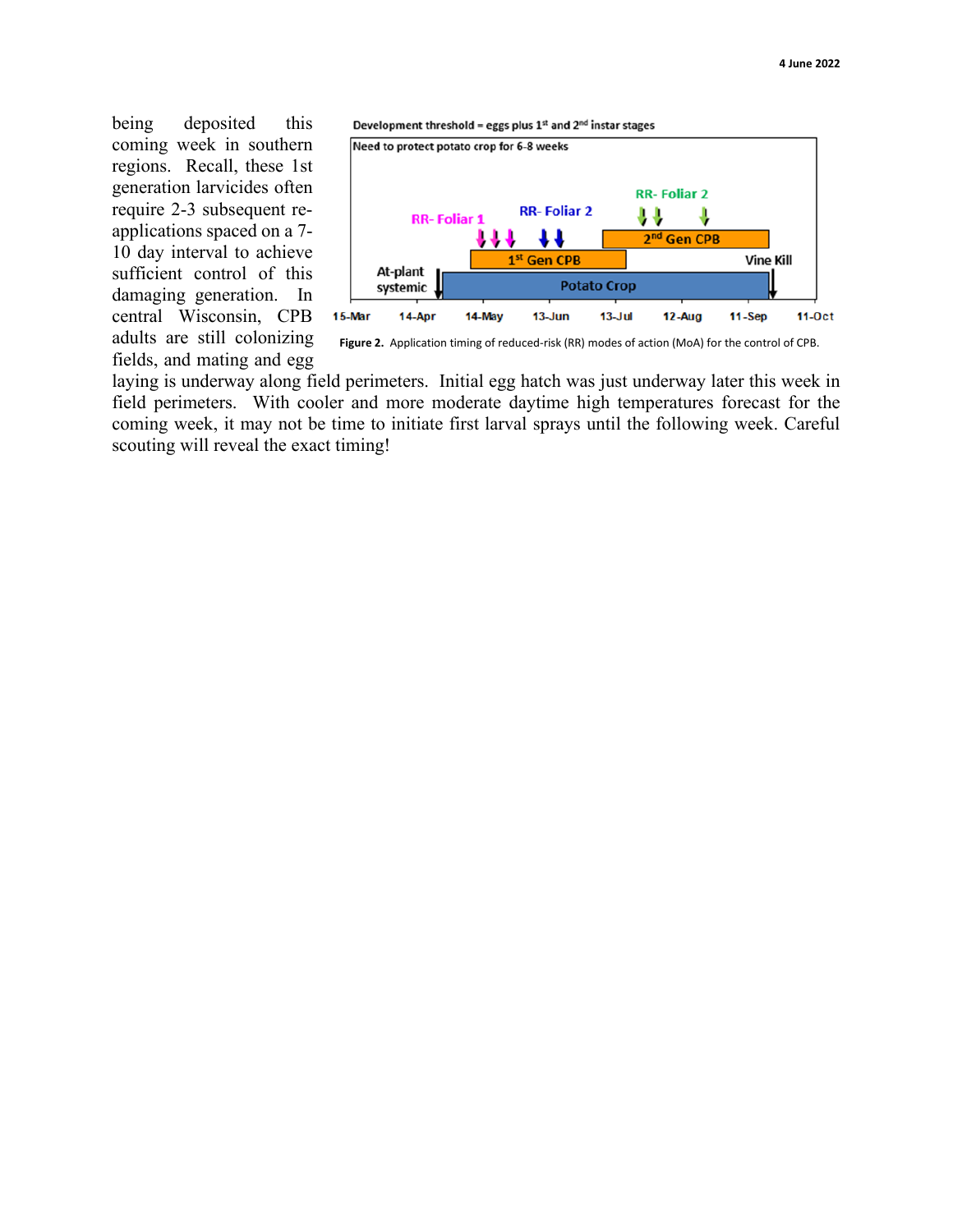being deposited this coming week in southern regions. Recall, these 1st generation larvicides often require 2-3 subsequent re-applications spaced on a 7-10 day interval to achieve sufficient control of this damaging generation. In central Wisconsin, CPB adults are still colonizing fields, and mating and egg laying is underway along field perimeters. Initial egg hatch was just underway later this week in field perimeters. With cooler and more moderate daytime high temperatures forecast for the coming week, it may not be time to initiate first larval sprays until the following week. Careful scouting will reveal the exact timing!

**Figure 2.** Application timing of reduced-risk (RR) modes of action (MoA) for the control of CPB.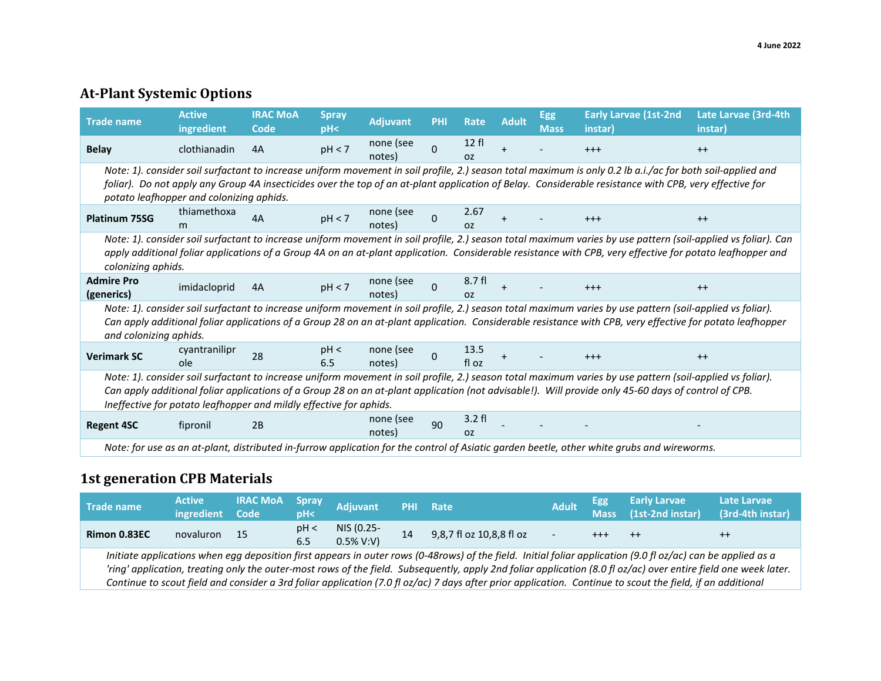## At-Plant Systemic Options

| Trade name | Active ingredient | IRAC MoA Code | Spray pH< | Adjuvant | PHI | Rate | Adult | Egg Mass | Early Larvae (1st-2nd instar) | Late Larvae (3rd-4th instar) |
|---|---|---|---|---|---|---|---|---|---|---|
| **Belay** | clothianadin | 4A | pH < 7 | none (see notes) | 0 | 12 fl oz | + | - | +++ | ++ |
| *Note: 1). consider soil surfactant to increase uniform movement in soil profile, 2.) season total maximum is only 0.2 lb a.i./ac for both soil-applied and foliar). Do not apply any Group 4A insecticides over the top of an at-plant application of Belay. Considerable resistance with CPB, very effective for potato leafhopper and colonizing aphids.* | | | | | | | | | | |
| **Platinum 75SG** | thiamethoxam | 4A | pH < 7 | none (see notes) | 0 | 2.67 oz | + | - | +++ | ++ |
| *Note: 1). consider soil surfactant to increase uniform movement in soil profile, 2.) season total maximum varies by use pattern (soil-applied vs foliar). Can apply additional foliar applications of a Group 4A on an at-plant application. Considerable resistance with CPB, very effective for potato leafhopper and colonizing aphids.* | | | | | | | | | | |
| **Admire Pro (generics)** | imidacloprid | 4A | pH < 7 | none (see notes) | 0 | 8.7 fl oz | + | - | +++ | ++ |
| *Note: 1). consider soil surfactant to increase uniform movement in soil profile, 2.) season total maximum varies by use pattern (soil-applied vs foliar). Can apply additional foliar applications of a Group 28 on an at-plant application. Considerable resistance with CPB, very effective for potato leafhopper and colonizing aphids.* | | | | | | | | | | |
| **Verimark SC** | cyantraniliprole | 28 | pH < 6.5 | none (see notes) | 0 | 13.5 fl oz | + | - | +++ | ++ |
| *Note: 1). consider soil surfactant to increase uniform movement in soil profile, 2.) season total maximum varies by use pattern (soil-applied vs foliar). Can apply additional foliar applications of a Group 28 on an at-plant application (not advisable!). Will provide only 45-60 days of control of CPB. Ineffective for potato leafhopper and mildly effective for aphids.* | | | | | | | | | | |
| **Regent 4SC** | fipronil | 2B | | none (see notes) | 90 | 3.2 fl oz | - | - | - | - |
| *Note: for use as an at-plant, distributed in-furrow application for the control of Asiatic garden beetle, other white grubs and wireworms.* | | | | | | | | | | |

## 1st generation CPB Materials

| Trade name | Active ingredient | IRAC MoA Code | Spray pH< | Adjuvant | PHI | Rate | Adult | Egg Mass | Early Larvae (1st-2nd instar) | Late Larvae (3rd-4th instar) |
|---|---|---|---|---|---|---|---|---|---|---|
| **Rimon 0.83EC** | novaluron | 15 | pH < 6.5 | NIS (0.25-0.5% V:V) | 14 | 9,8,7 fl oz 10,8,8 fl oz | - | +++ | ++ | ++ |
| *Initiate applications when egg deposition first appears in outer rows (0-48rows) of the field. Initial foliar application (9.0 fl oz/ac) can be applied as a 'ring' application, treating only the outer-most rows of the field. Subsequently, apply 2nd foliar application (8.0 fl oz/ac) over entire field one week later. Continue to scout field and consider a 3rd foliar application (7.0 fl oz/ac) 7 days after prior application. Continue to scout the field, if an additional* | | | | | | | | | | |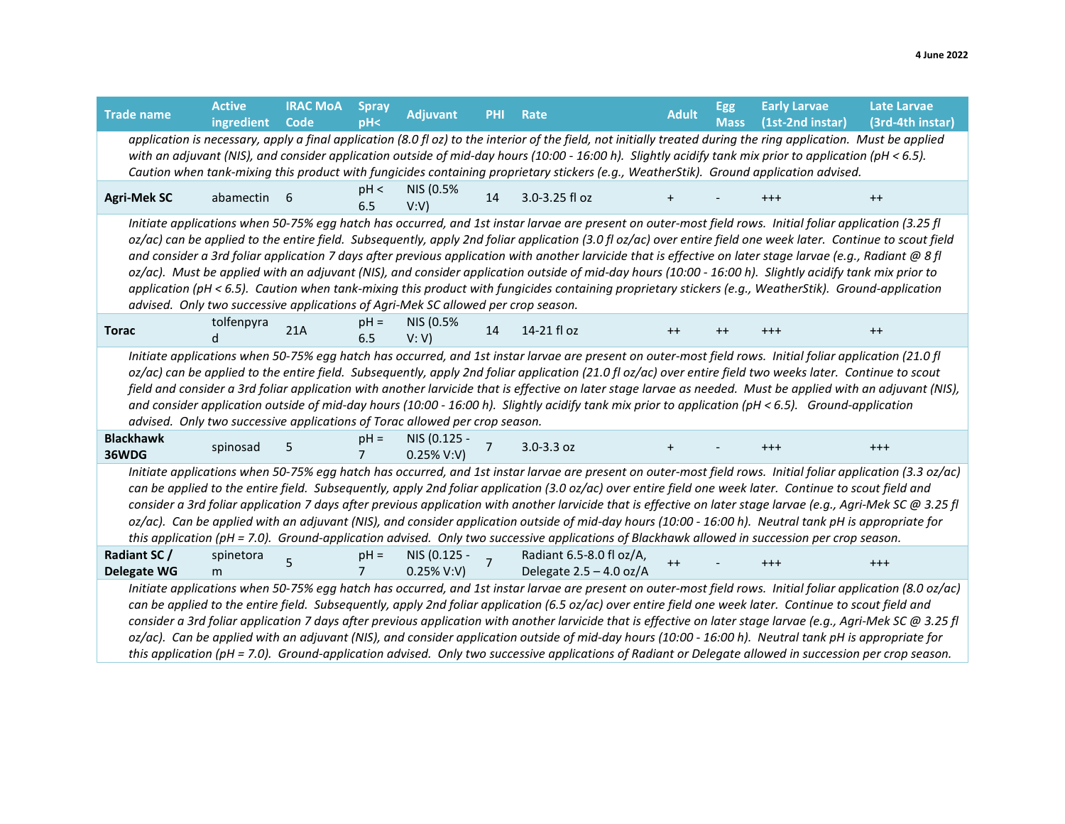| Trade name | Active ingredient | IRAC MoA Code | Spray pH< | Adjuvant | PHI | Rate | Adult | Egg Mass | Early Larvae (1st-2nd instar) | Late Larvae (3rd-4th instar) |
|---|---|---|---|---|---|---|---|---|---|---|
| *application is necessary, apply a final application (8.0 fl oz) to the interior of the field, not initially treated during the ring application. Must be applied with an adjuvant (NIS), and consider application outside of mid-day hours (10:00 - 16:00 h). Slightly acidify tank mix prior to application (pH < 6.5). Caution when tank-mixing this product with fungicides containing proprietary stickers (e.g., WeatherStik). Ground application advised.* | | | | | | | | | | |
| **Agri-Mek SC** | abamectin | 6 | pH < 6.5 | NIS (0.5% V:V) | 14 | 3.0-3.25 fl oz | + | - | +++ | ++ |
| *Initiate applications when 50-75% egg hatch has occurred, and 1st instar larvae are present on outer-most field rows. Initial foliar application (3.25 fl oz/ac) can be applied to the entire field. Subsequently, apply 2nd foliar application (3.0 fl oz/ac) over entire field one week later. Continue to scout field and consider a 3rd foliar application 7 days after previous application with another larvicide that is effective on later stage larvae (e.g., Radiant @ 8 fl oz/ac). Must be applied with an adjuvant (NIS), and consider application outside of mid-day hours (10:00 - 16:00 h). Slightly acidify tank mix prior to application (pH < 6.5). Caution when tank-mixing this product with fungicides containing proprietary stickers (e.g., WeatherStik). Ground-application advised. Only two successive applications of Agri-Mek SC allowed per crop season.* | | | | | | | | | | |
| **Torac** | tolfenpyrad | 21A | pH = 6.5 | NIS (0.5% V: V) | 14 | 14-21 fl oz | ++ | ++ | +++ | ++ |
| *Initiate applications when 50-75% egg hatch has occurred, and 1st instar larvae are present on outer-most field rows. Initial foliar application (21.0 fl oz/ac) can be applied to the entire field. Subsequently, apply 2nd foliar application (21.0 fl oz/ac) over entire field two weeks later. Continue to scout field and consider a 3rd foliar application with another larvicide that is effective on later stage larvae as needed. Must be applied with an adjuvant (NIS), and consider application outside of mid-day hours (10:00 - 16:00 h). Slightly acidify tank mix prior to application (pH < 6.5). Ground-application advised. Only two successive applications of Torac allowed per crop season.* | | | | | | | | | | |
| **Blackhawk 36WDG** | spinosad | 5 | pH = 7 | NIS (0.125 - 0.25% V:V) | 7 | 3.0-3.3 oz | + | - | +++ | +++ |
| *Initiate applications when 50-75% egg hatch has occurred, and 1st instar larvae are present on outer-most field rows. Initial foliar application (3.3 oz/ac) can be applied to the entire field. Subsequently, apply 2nd foliar application (3.0 oz/ac) over entire field one week later. Continue to scout field and consider a 3rd foliar application 7 days after previous application with another larvicide that is effective on later stage larvae (e.g., Agri-Mek SC @ 3.25 fl oz/ac). Can be applied with an adjuvant (NIS), and consider application outside of mid-day hours (10:00 - 16:00 h). Neutral tank pH is appropriate for this application (pH = 7.0). Ground-application advised. Only two successive applications of Blackhawk allowed in succession per crop season.* | | | | | | | | | | |
| **Radiant SC / Delegate WG** | spinetoram | 5 | pH = 7 | NIS (0.125 - 0.25% V:V) | 7 | Radiant 6.5-8.0 fl oz/A, Delegate 2.5 – 4.0 oz/A | ++ | - | +++ | +++ |
| *Initiate applications when 50-75% egg hatch has occurred, and 1st instar larvae are present on outer-most field rows. Initial foliar application (8.0 oz/ac) can be applied to the entire field. Subsequently, apply 2nd foliar application (6.5 oz/ac) over entire field one week later. Continue to scout field and consider a 3rd foliar application 7 days after previous application with another larvicide that is effective on later stage larvae (e.g., Agri-Mek SC @ 3.25 fl oz/ac). Can be applied with an adjuvant (NIS), and consider application outside of mid-day hours (10:00 - 16:00 h). Neutral tank pH is appropriate for this application (pH = 7.0). Ground-application advised. Only two successive applications of Radiant or Delegate allowed in succession per crop season.* | | | | | | | | | | |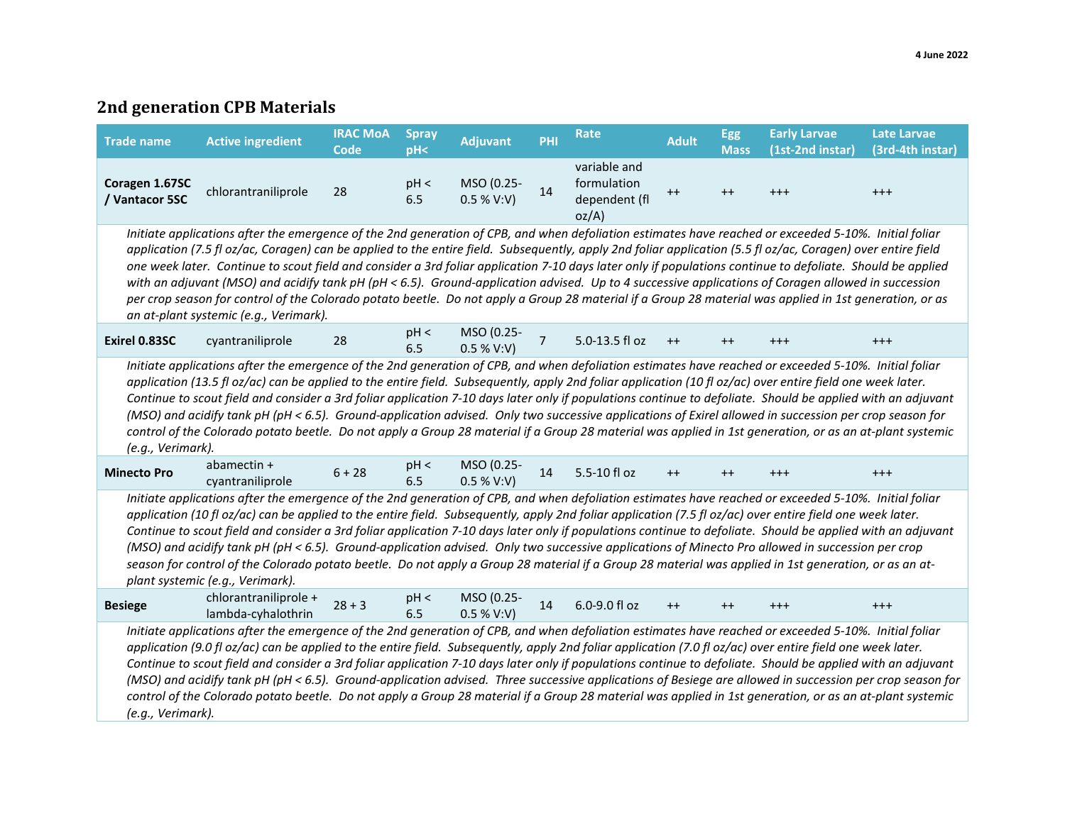## 2nd generation CPB Materials

| Trade name | Active ingredient | IRAC MoA Code | Spray pH< | Adjuvant | PHI | Rate | Adult | Egg Mass | Early Larvae (1st-2nd instar) | Late Larvae (3rd-4th instar) |
|---|---|---|---|---|---|---|---|---|---|---|
| **Coragen 1.67SC / Vantacor 5SC** | chlorantraniliprole | 28 | pH < 6.5 | MSO (0.25-0.5 % V:V) | 14 | variable and formulation dependent (fl oz/A) | ++ | ++ | +++ | +++ |
| *Initiate applications after the emergence of the 2nd generation of CPB, and when defoliation estimates have reached or exceeded 5-10%. Initial foliar application (7.5 fl oz/ac, Coragen) can be applied to the entire field. Subsequently, apply 2nd foliar application (5.5 fl oz/ac, Coragen) over entire field one week later. Continue to scout field and consider a 3rd foliar application 7-10 days later only if populations continue to defoliate. Should be applied with an adjuvant (MSO) and acidify tank pH (pH < 6.5). Ground-application advised. Up to 4 successive applications of Coragen allowed in succession per crop season for control of the Colorado potato beetle. Do not apply a Group 28 material if a Group 28 material was applied in 1st generation, or as an at-plant systemic (e.g., Verimark).* | | | | | | | | | | |
| **Exirel 0.83SC** | cyantraniliprole | 28 | pH < 6.5 | MSO (0.25-0.5 % V:V) | 7 | 5.0-13.5 fl oz | ++ | ++ | +++ | +++ |
| *Initiate applications after the emergence of the 2nd generation of CPB, and when defoliation estimates have reached or exceeded 5-10%. Initial foliar application (13.5 fl oz/ac) can be applied to the entire field. Subsequently, apply 2nd foliar application (10 fl oz/ac) over entire field one week later. Continue to scout field and consider a 3rd foliar application 7-10 days later only if populations continue to defoliate. Should be applied with an adjuvant (MSO) and acidify tank pH (pH < 6.5). Ground-application advised. Only two successive applications of Exirel allowed in succession per crop season for control of the Colorado potato beetle. Do not apply a Group 28 material if a Group 28 material was applied in 1st generation, or as an at-plant systemic (e.g., Verimark).* | | | | | | | | | | |
| **Minecto Pro** | abamectin + cyantraniliprole | 6 + 28 | pH < 6.5 | MSO (0.25-0.5 % V:V) | 14 | 5.5-10 fl oz | ++ | ++ | +++ | +++ |
| *Initiate applications after the emergence of the 2nd generation of CPB, and when defoliation estimates have reached or exceeded 5-10%. Initial foliar application (10 fl oz/ac) can be applied to the entire field. Subsequently, apply 2nd foliar application (7.5 fl oz/ac) over entire field one week later. Continue to scout field and consider a 3rd foliar application 7-10 days later only if populations continue to defoliate. Should be applied with an adjuvant (MSO) and acidify tank pH (pH < 6.5). Ground-application advised. Only two successive applications of Minecto Pro allowed in succession per crop season for control of the Colorado potato beetle. Do not apply a Group 28 material if a Group 28 material was applied in 1st generation, or as an at-plant systemic (e.g., Verimark).* | | | | | | | | | | |
| **Besiege** | chlorantraniliprole + lambda-cyhalothrin | 28 + 3 | pH < 6.5 | MSO (0.25-0.5 % V:V) | 14 | 6.0-9.0 fl oz | ++ | ++ | +++ | +++ |
| *Initiate applications after the emergence of the 2nd generation of CPB, and when defoliation estimates have reached or exceeded 5-10%. Initial foliar application (9.0 fl oz/ac) can be applied to the entire field. Subsequently, apply 2nd foliar application (7.0 fl oz/ac) over entire field one week later. Continue to scout field and consider a 3rd foliar application 7-10 days later only if populations continue to defoliate. Should be applied with an adjuvant (MSO) and acidify tank pH (pH < 6.5). Ground-application advised. Three successive applications of Besiege are allowed in succession per crop season for control of the Colorado potato beetle. Do not apply a Group 28 material if a Group 28 material was applied in 1st generation, or as an at-plant systemic (e.g., Verimark).* | | | | | | | | | | |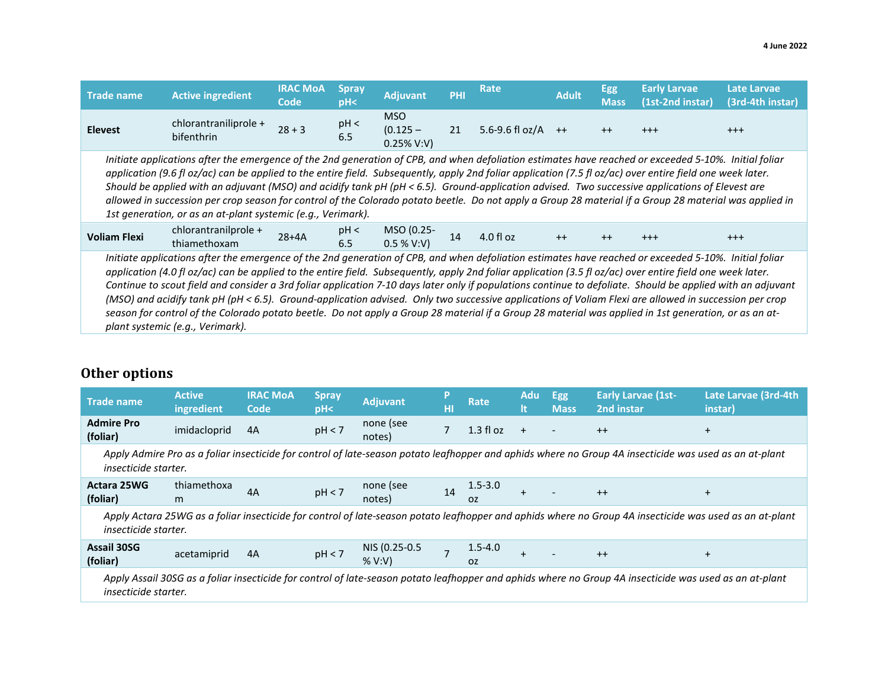**4 June 2022**

| Trade name | Active ingredient | IRAC MoA Code | Spray pH< | Adjuvant | PHI | Rate | Adult | Egg Mass | Early Larvae (1st-2nd instar) | Late Larvae (3rd-4th instar) |
|---|---|---|---|---|---|---|---|---|---|---|
| **Elevest** | chlorantraniliprole + bifenthrin | 28 + 3 | pH < 6.5 | MSO (0.125 – 0.25% V:V) | 21 | 5.6-9.6 fl oz/A | ++ | ++ | +++ | +++ |
| *Initiate applications after the emergence of the 2nd generation of CPB, and when defoliation estimates have reached or exceeded 5-10%. Initial foliar application (9.6 fl oz/ac) can be applied to the entire field. Subsequently, apply 2nd foliar application (7.5 fl oz/ac) over entire field one week later. Should be applied with an adjuvant (MSO) and acidify tank pH (pH < 6.5). Ground-application advised. Two successive applications of Elevest are allowed in succession per crop season for control of the Colorado potato beetle. Do not apply a Group 28 material if a Group 28 material was applied in 1st generation, or as an at-plant systemic (e.g., Verimark).* | | | | | | | | | | |
| **Voliam Flexi** | chlorantranilprole + thiamethoxam | 28+4A | pH < 6.5 | MSO (0.25-0.5 % V:V) | 14 | 4.0 fl oz | ++ | ++ | +++ | +++ |
| *Initiate applications after the emergence of the 2nd generation of CPB, and when defoliation estimates have reached or exceeded 5-10%. Initial foliar application (4.0 fl oz/ac) can be applied to the entire field. Subsequently, apply 2nd foliar application (3.5 fl oz/ac) over entire field one week later. Continue to scout field and consider a 3rd foliar application 7-10 days later only if populations continue to defoliate. Should be applied with an adjuvant (MSO) and acidify tank pH (pH < 6.5). Ground-application advised. Only two successive applications of Voliam Flexi are allowed in succession per crop season for control of the Colorado potato beetle. Do not apply a Group 28 material if a Group 28 material was applied in 1st generation, or as an at-plant systemic (e.g., Verimark).* | | | | | | | | | | |

## Other options

| Trade name | Active ingredient | IRAC MoA Code | Spray pH< | Adjuvant | PHI | Rate | Adult | Egg Mass | Early Larvae (1st-2nd instar | Late Larvae (3rd-4th instar) |
|---|---|---|---|---|---|---|---|---|---|---|
| **Admire Pro (foliar)** | imidacloprid | 4A | pH < 7 | none (see notes) | 7 | 1.3 fl oz | + | - | ++ | + |
| *Apply Admire Pro as a foliar insecticide for control of late-season potato leafhopper and aphids where no Group 4A insecticide was used as an at-plant insecticide starter.* | | | | | | | | | | |
| **Actara 25WG (foliar)** | thiamethoxam | 4A | pH < 7 | none (see notes) | 14 | 1.5-3.0 oz | + | - | ++ | + |
| *Apply Actara 25WG as a foliar insecticide for control of late-season potato leafhopper and aphids where no Group 4A insecticide was used as an at-plant insecticide starter.* | | | | | | | | | | |
| **Assail 30SG (foliar)** | acetamiprid | 4A | pH < 7 | NIS (0.25-0.5 % V:V) | 7 | 1.5-4.0 oz | + | - | ++ | + |
| *Apply Assail 30SG as a foliar insecticide for control of late-season potato leafhopper and aphids where no Group 4A insecticide was used as an at-plant insecticide starter.* | | | | | | | | | | |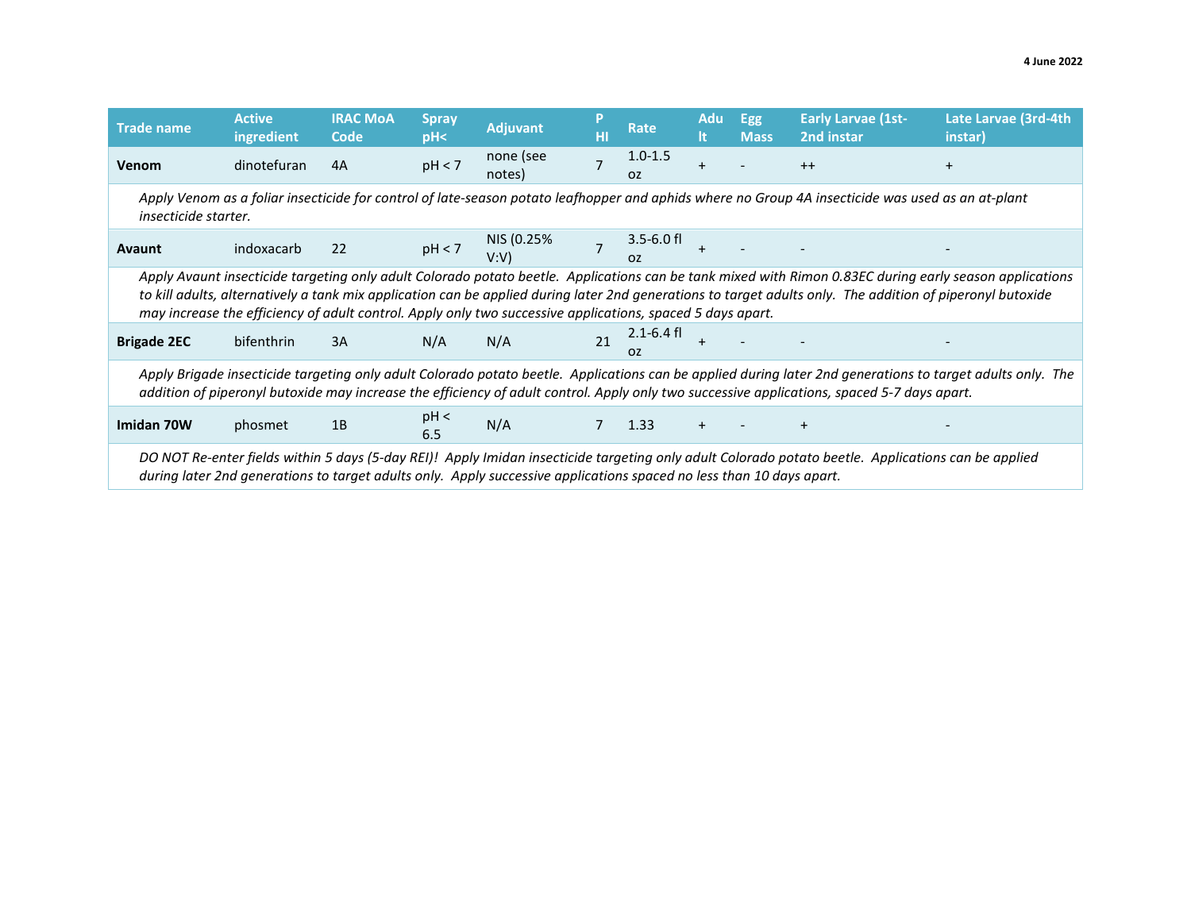| Trade name | Active ingredient | IRAC MoA Code | Spray pH< | Adjuvant | PHI | Rate | Adult | Egg Mass | Early Larvae (1st-2nd instar | Late Larvae (3rd-4th instar) |
|---|---|---|---|---|---|---|---|---|---|---|
| **Venom** | dinotefuran | 4A | pH < 7 | none (see notes) | 7 | 1.0-1.5 oz | + | - | ++ | + |
| *Apply Venom as a foliar insecticide for control of late-season potato leafhopper and aphids where no Group 4A insecticide was used as an at-plant insecticide starter.* | | | | | | | | | | |
| **Avaunt** | indoxacarb | 22 | pH < 7 | NIS (0.25% V:V) | 7 | 3.5-6.0 fl oz | + | - | - | - |
| *Apply Avaunt insecticide targeting only adult Colorado potato beetle. Applications can be tank mixed with Rimon 0.83EC during early season applications to kill adults, alternatively a tank mix application can be applied during later 2nd generations to target adults only. The addition of piperonyl butoxide may increase the efficiency of adult control. Apply only two successive applications, spaced 5 days apart.* | | | | | | | | | | |
| **Brigade 2EC** | bifenthrin | 3A | N/A | N/A | 21 | 2.1-6.4 fl oz | + | - | - | - |
| *Apply Brigade insecticide targeting only adult Colorado potato beetle. Applications can be applied during later 2nd generations to target adults only. The addition of piperonyl butoxide may increase the efficiency of adult control. Apply only two successive applications, spaced 5-7 days apart.* | | | | | | | | | | |
| **Imidan 70W** | phosmet | 1B | pH < 6.5 | N/A | 7 | 1.33 | + | - | + | - |
| *DO NOT Re-enter fields within 5 days (5-day REI)! Apply Imidan insecticide targeting only adult Colorado potato beetle. Applications can be applied during later 2nd generations to target adults only. Apply successive applications spaced no less than 10 days apart.* | | | | | | | | | | |